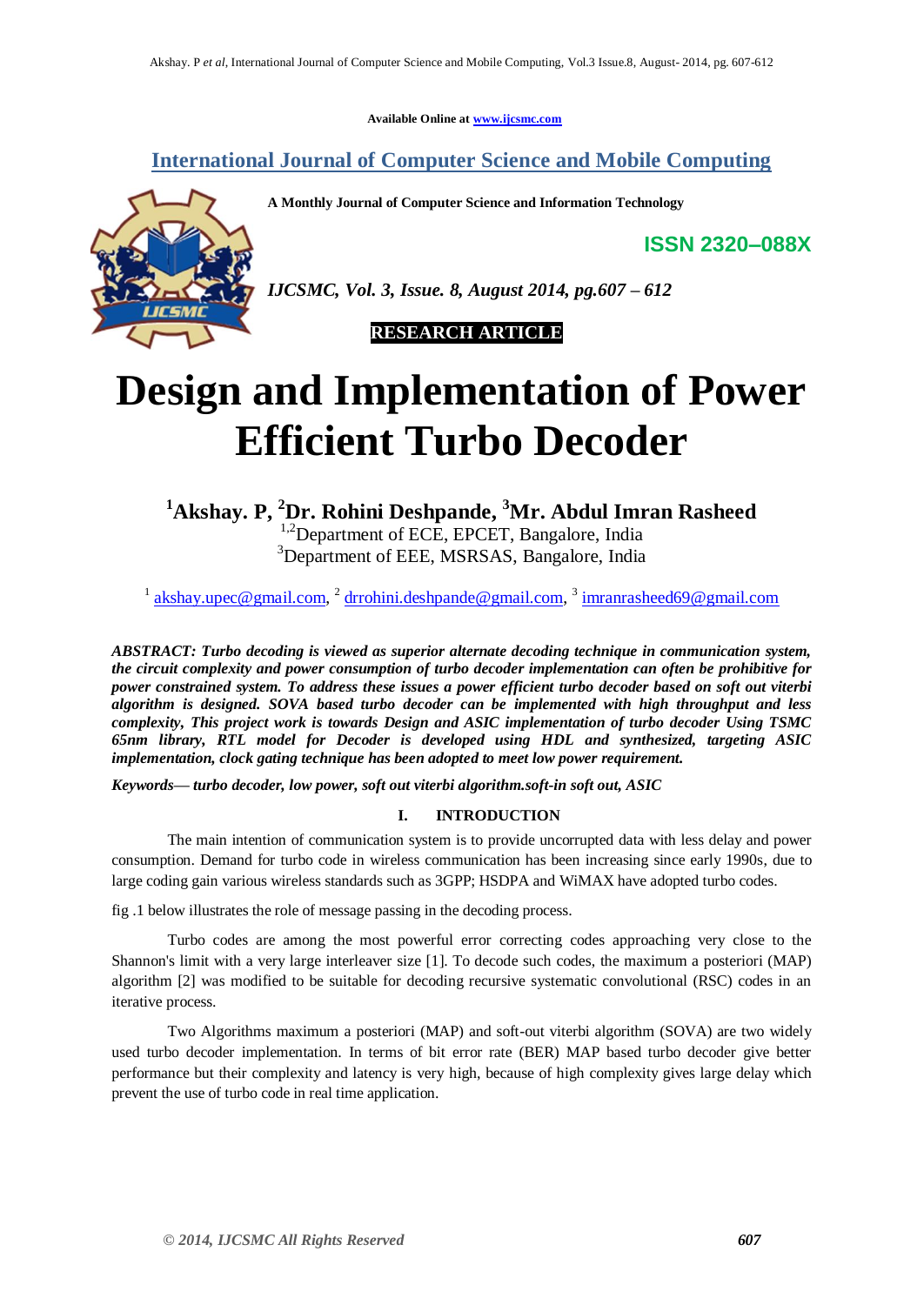Available Online at www.ijcsmc.com

**International Journal of Computer Science and Mobile Computing**

**A Monthly Journal of Computer Science and Information Technology**

**ISSN 2320–088X**

*IJCSMC, Vol. 3, Issue. 8, August 2014, pg.607 – 612*

**RESEARCH ARTICLE**

# Design and Implementation of Power Efficient Turbo Decoder

**[1]Akshay. P, [2]Dr. Rohini Deshpande, [3]Mr. Abdul Imran Rasheed**

[1,2]Department of ECE, EPCET, Bangalore, India

[3]Department of EEE, MSRSAS, Bangalore, India

[1] akshay.upec@gmail.com, [2] drrohini.deshpande@gmail.com, [3] imranrasheed69@gmail.com

***ABSTRACT: Turbo decoding is viewed as superior alternate decoding technique in communication system, the circuit complexity and power consumption of turbo decoder implementation can often be prohibitive for power constrained system. To address these issues a power efficient turbo decoder based on soft out viterbi algorithm is designed. SOVA based turbo decoder can be implemented with high throughput and less complexity, This project work is towards Design and ASIC implementation of turbo decoder Using TSMC 65nm library, RTL model for Decoder is developed using HDL and synthesized, targeting ASIC implementation, clock gating technique has been adopted to meet low power requirement.***

***Keywords— turbo decoder, low power, soft out viterbi algorithm.soft-in soft out, ASIC***

## I. INTRODUCTION

The main intention of communication system is to provide uncorrupted data with less delay and power consumption. Demand for turbo code in wireless communication has been increasing since early 1990s, due to large coding gain various wireless standards such as 3GPP; HSDPA and WiMAX have adopted turbo codes.

fig .1 below illustrates the role of message passing in the decoding process.

Turbo codes are among the most powerful error correcting codes approaching very close to the Shannon's limit with a very large interleaver size [1]. To decode such codes, the maximum a posteriori (MAP) algorithm [2] was modified to be suitable for decoding recursive systematic convolutional (RSC) codes in an iterative process.

Two Algorithms maximum a posteriori (MAP) and soft-out viterbi algorithm (SOVA) are two widely used turbo decoder implementation. In terms of bit error rate (BER) MAP based turbo decoder give better performance but their complexity and latency is very high, because of high complexity gives large delay which prevent the use of turbo code in real time application.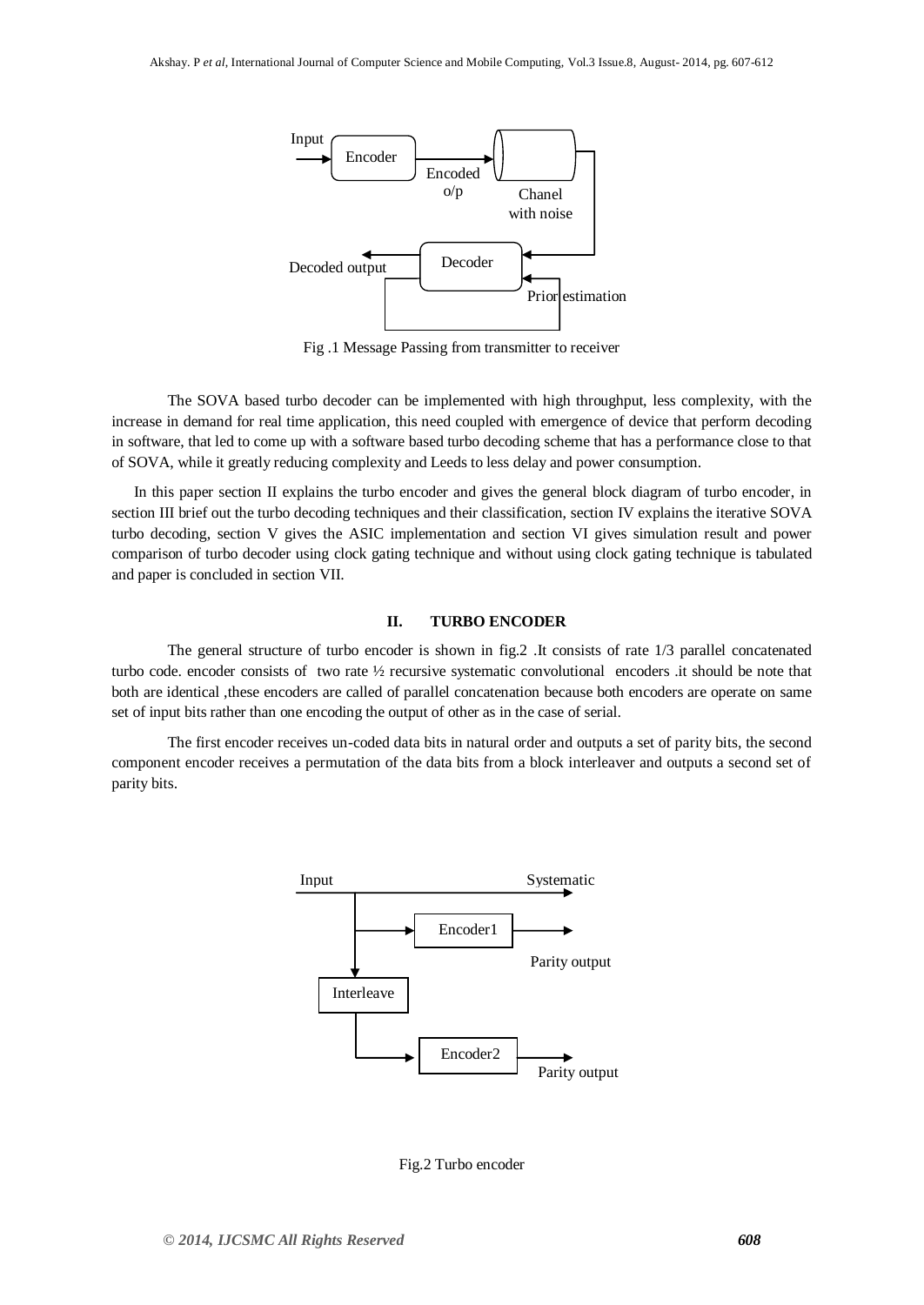Fig .1 Message Passing from transmitter to receiver

The SOVA based turbo decoder can be implemented with high throughput, less complexity, with the increase in demand for real time application, this need coupled with emergence of device that perform decoding in software, that led to come up with a software based turbo decoding scheme that has a performance close to that of SOVA, while it greatly reducing complexity and Leeds to less delay and power consumption.

In this paper section II explains the turbo encoder and gives the general block diagram of turbo encoder, in section III brief out the turbo decoding techniques and their classification, section IV explains the iterative SOVA turbo decoding, section V gives the ASIC implementation and section VI gives simulation result and power comparison of turbo decoder using clock gating technique and without using clock gating technique is tabulated and paper is concluded in section VII.

## II. TURBO ENCODER

The general structure of turbo encoder is shown in fig.2 .It consists of rate 1/3 parallel concatenated turbo code. encoder consists of two rate ½ recursive systematic convolutional encoders .it should be note that both are identical ,these encoders are called of parallel concatenation because both encoders are operate on same set of input bits rather than one encoding the output of other as in the case of serial.

The first encoder receives un-coded data bits in natural order and outputs a set of parity bits, the second component encoder receives a permutation of the data bits from a block interleaver and outputs a second set of parity bits.

Fig.2 Turbo encoder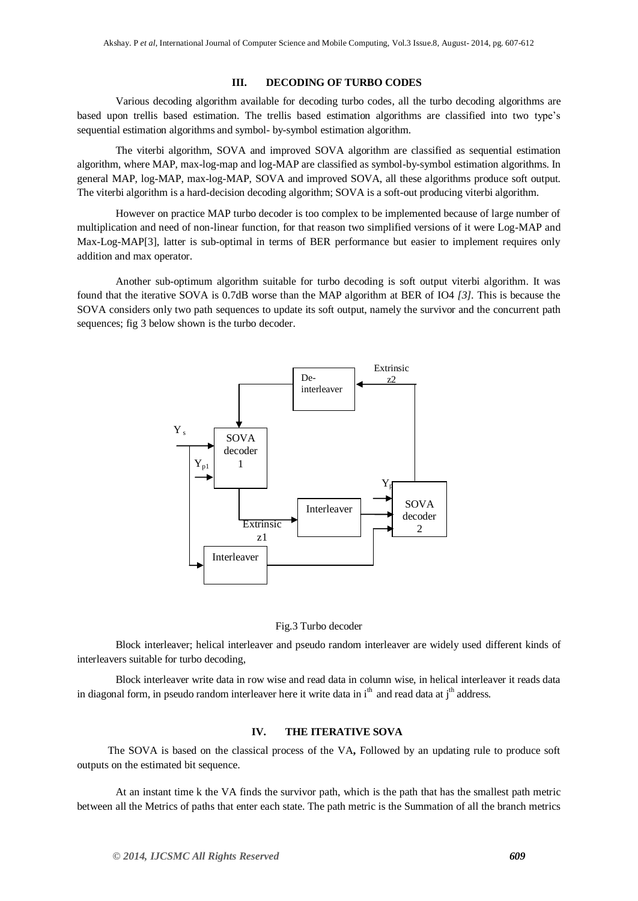## III. DECODING OF TURBO CODES

Various decoding algorithm available for decoding turbo codes, all the turbo decoding algorithms are based upon trellis based estimation. The trellis based estimation algorithms are classified into two type's sequential estimation algorithms and symbol- by-symbol estimation algorithm.

The viterbi algorithm, SOVA and improved SOVA algorithm are classified as sequential estimation algorithm, where MAP, max-log-map and log-MAP are classified as symbol-by-symbol estimation algorithms. In general MAP, log-MAP, max-log-MAP, SOVA and improved SOVA, all these algorithms produce soft output. The viterbi algorithm is a hard-decision decoding algorithm; SOVA is a soft-out producing viterbi algorithm.

However on practice MAP turbo decoder is too complex to be implemented because of large number of multiplication and need of non-linear function, for that reason two simplified versions of it were Log-MAP and Max-Log-MAP[3], latter is sub-optimal in terms of BER performance but easier to implement requires only addition and max operator.

Another sub-optimum algorithm suitable for turbo decoding is soft output viterbi algorithm. It was found that the iterative SOVA is 0.7dB worse than the MAP algorithm at BER of IO4 *[3]*. This is because the SOVA considers only two path sequences to update its soft output, namely the survivor and the concurrent path sequences; fig 3 below shown is the turbo decoder.

Fig.3 Turbo decoder

Block interleaver; helical interleaver and pseudo random interleaver are widely used different kinds of interleavers suitable for turbo decoding,

Block interleaver write data in row wise and read data in column wise, in helical interleaver it reads data in diagonal form, in pseudo random interleaver here it write data in $i^{th}$ and read data at $j^{th}$ address.

## IV. THE ITERATIVE SOVA

The SOVA is based on the classical process of the VA**,** Followed by an updating rule to produce soft outputs on the estimated bit sequence.

At an instant time k the VA finds the survivor path, which is the path that has the smallest path metric between all the Metrics of paths that enter each state. The path metric is the Summation of all the branch metrics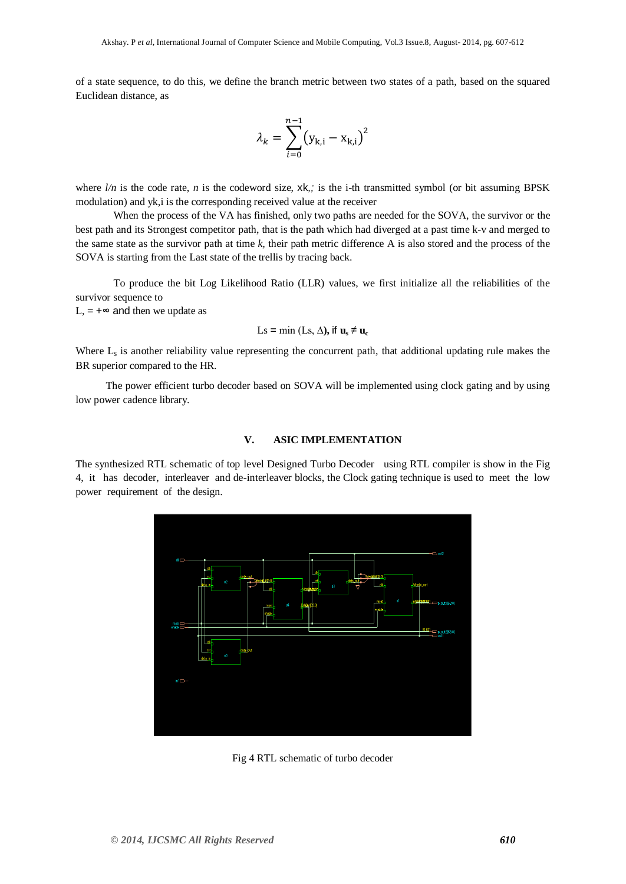of a state sequence, to do this, we define the branch metric between two states of a path, based on the squared Euclidean distance, as

$$\lambda_k = \sum_{i=0}^{n-1} \left(y_{k,i} - x_{k,i}\right)^2$$

where *l/n* is the code rate, *n* is the codeword size, xk,; is the i-th transmitted symbol (or bit assuming BPSK modulation) and yk,i is the corresponding received value at the receiver

When the process of the VA has finished, only two paths are needed for the SOVA, the survivor or the best path and its Strongest competitor path, that is the path which had diverged at a past time k-v and merged to the same state as the survivor path at time *k*, their path metric difference A is also stored and the process of the SOVA is starting from the Last state of the trellis by tracing back.

To produce the bit Log Likelihood Ratio (LLR) values, we first initialize all the reliabilities of the survivor sequence to
L, = +∞ and then we update as

$$\text{Ls} = \min(\text{Ls}, \Delta), \text{ if } \mathbf{u_s} \neq \mathbf{u_c}$$

Where $L_s$ is another reliability value representing the concurrent path, that additional updating rule makes the BR superior compared to the HR.

The power efficient turbo decoder based on SOVA will be implemented using clock gating and by using low power cadence library.

## V. ASIC IMPLEMENTATION

The synthesized RTL schematic of top level Designed Turbo Decoder using RTL compiler is show in the Fig 4, it has decoder, interleaver and de-interleaver blocks, the Clock gating technique is used to meet the low power requirement of the design.

Fig 4 RTL schematic of turbo decoder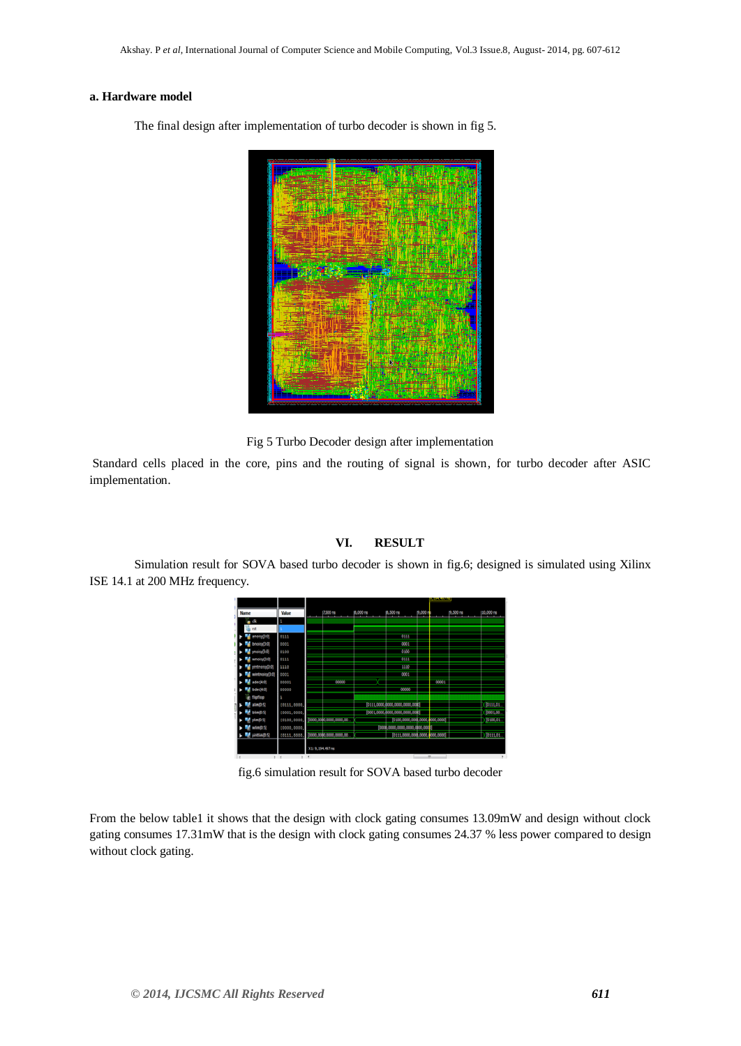### a. Hardware model

The final design after implementation of turbo decoder is shown in fig 5.

Fig 5 Turbo Decoder design after implementation

Standard cells placed in the core, pins and the routing of signal is shown, for turbo decoder after ASIC implementation.

## VI. RESULT

Simulation result for SOVA based turbo decoder is shown in fig.6; designed is simulated using Xilinx ISE 14.1 at 200 MHz frequency.

fig.6 simulation result for SOVA based turbo decoder

From the below table1 it shows that the design with clock gating consumes 13.09mW and design without clock gating consumes 17.31mW that is the design with clock gating consumes 24.37 % less power compared to design without clock gating.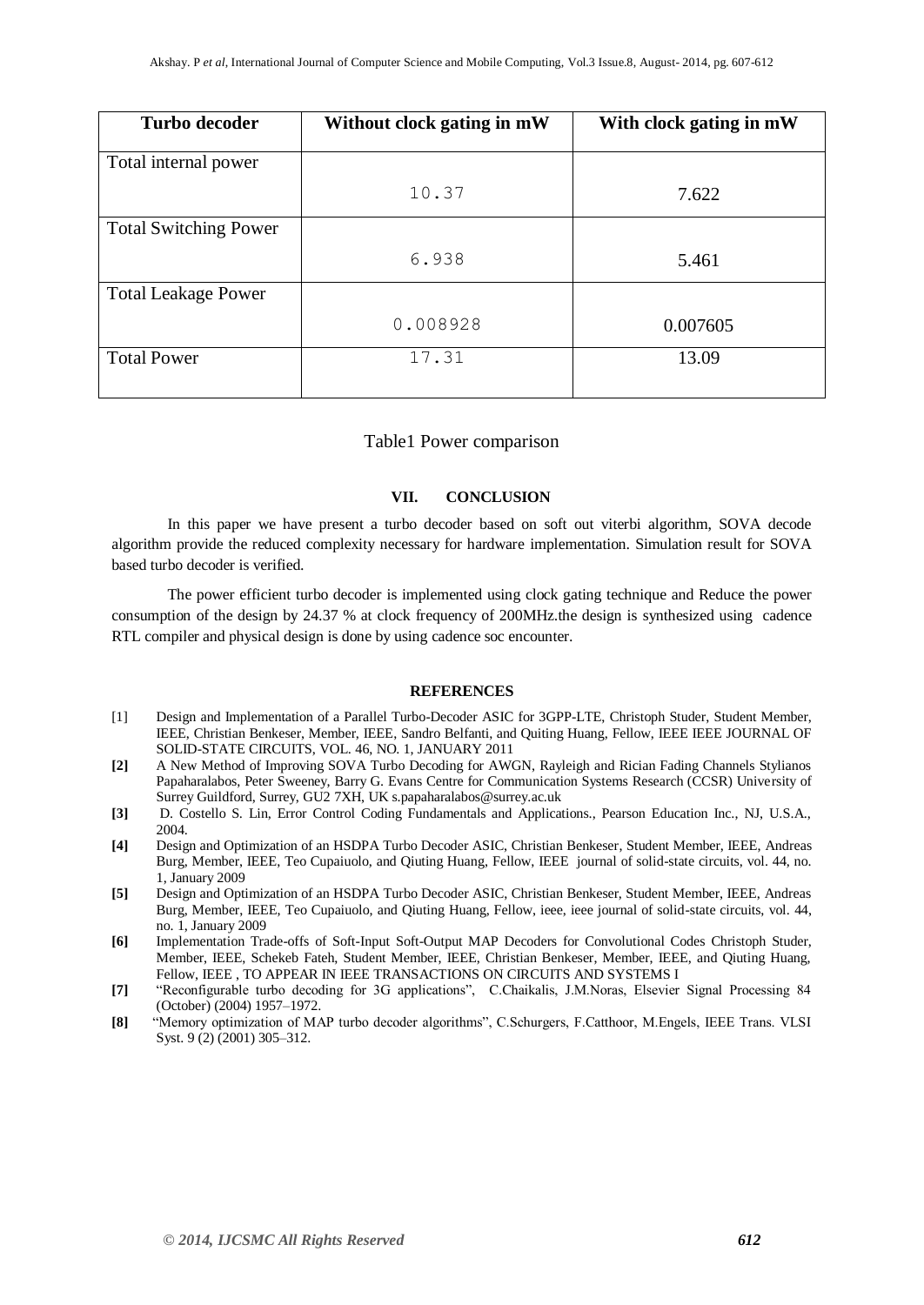| Turbo decoder | Without clock gating in mW | With clock gating in mW |
|---|---|---|
| Total internal power | 10.37 | 7.622 |
| Total Switching Power | 6.938 | 5.461 |
| Total Leakage Power | 0.008928 | 0.007605 |
| Total Power | 17.31 | 13.09 |

Table1 Power comparison

## VII. CONCLUSION

In this paper we have present a turbo decoder based on soft out viterbi algorithm, SOVA decode algorithm provide the reduced complexity necessary for hardware implementation. Simulation result for SOVA based turbo decoder is verified.

The power efficient turbo decoder is implemented using clock gating technique and Reduce the power consumption of the design by 24.37 % at clock frequency of 200MHz.the design is synthesized using cadence RTL compiler and physical design is done by using cadence soc encounter.

## REFERENCES

[1] Design and Implementation of a Parallel Turbo-Decoder ASIC for 3GPP-LTE, Christoph Studer, Student Member, IEEE, Christian Benkeser, Member, IEEE, Sandro Belfanti, and Quiting Huang, Fellow, IEEE IEEE JOURNAL OF SOLID-STATE CIRCUITS, VOL. 46, NO. 1, JANUARY 2011

**[2]** A New Method of Improving SOVA Turbo Decoding for AWGN, Rayleigh and Rician Fading Channels Stylianos Papaharalabos, Peter Sweeney, Barry G. Evans Centre for Communication Systems Research (CCSR) University of Surrey Guildford, Surrey, GU2 7XH, UK s.papaharalabos@surrey.ac.uk

**[3]** D. Costello S. Lin, Error Control Coding Fundamentals and Applications., Pearson Education Inc., NJ, U.S.A., 2004.

**[4]** Design and Optimization of an HSDPA Turbo Decoder ASIC, Christian Benkeser, Student Member, IEEE, Andreas Burg, Member, IEEE, Teo Cupaiuolo, and Qiuting Huang, Fellow, IEEE journal of solid-state circuits, vol. 44, no. 1, January 2009

**[5]** Design and Optimization of an HSDPA Turbo Decoder ASIC, Christian Benkeser, Student Member, IEEE, Andreas Burg, Member, IEEE, Teo Cupaiuolo, and Qiuting Huang, Fellow, ieee, ieee journal of solid-state circuits, vol. 44, no. 1, January 2009

**[6]** Implementation Trade-offs of Soft-Input Soft-Output MAP Decoders for Convolutional Codes Christoph Studer, Member, IEEE, Schekeb Fateh, Student Member, IEEE, Christian Benkeser, Member, IEEE, and Qiuting Huang, Fellow, IEEE , TO APPEAR IN IEEE TRANSACTIONS ON CIRCUITS AND SYSTEMS I

**[7]** "Reconfigurable turbo decoding for 3G applications", C.Chaikalis, J.M.Noras, Elsevier Signal Processing 84 (October) (2004) 1957–1972.

**[8]** "Memory optimization of MAP turbo decoder algorithms", C.Schurgers, F.Catthoor, M.Engels, IEEE Trans. VLSI Syst. 9 (2) (2001) 305–312.